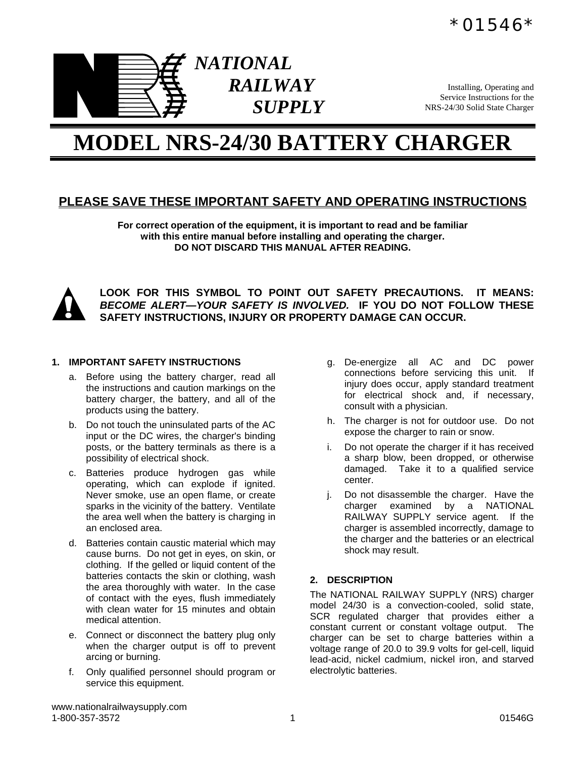*01546*

**NATIONAL RAILWAY SUPPLY**

Installing, Operating and Service Instructions for the NRS-24/30 Solid State Charger

# MODEL NRS-24/30 BATTERY CHARGER

## PLEASE SAVE THESE IMPORTANT SAFETY AND OPERATING INSTRUCTIONS

**For correct operation of the equipment, it is important to read and be familiar with this entire manual before installing and operating the charger.**
**DO NOT DISCARD THIS MANUAL AFTER READING.**

**LOOK FOR THIS SYMBOL TO POINT OUT SAFETY PRECAUTIONS. IT MEANS: *BECOME ALERT—YOUR SAFETY IS INVOLVED.* IF YOU DO NOT FOLLOW THESE SAFETY INSTRUCTIONS, INJURY OR PROPERTY DAMAGE CAN OCCUR.**

### 1. IMPORTANT SAFETY INSTRUCTIONS

a. Before using the battery charger, read all the instructions and caution markings on the battery charger, the battery, and all of the products using the battery.

b. Do not touch the uninsulated parts of the AC input or the DC wires, the charger's binding posts, or the battery terminals as there is a possibility of electrical shock.

c. Batteries produce hydrogen gas while operating, which can explode if ignited. Never smoke, use an open flame, or create sparks in the vicinity of the battery. Ventilate the area well when the battery is charging in an enclosed area.

d. Batteries contain caustic material which may cause burns. Do not get in eyes, on skin, or clothing. If the gelled or liquid content of the batteries contacts the skin or clothing, wash the area thoroughly with water. In the case of contact with the eyes, flush immediately with clean water for 15 minutes and obtain medical attention.

e. Connect or disconnect the battery plug only when the charger output is off to prevent arcing or burning.

f. Only qualified personnel should program or service this equipment.

g. De-energize all AC and DC power connections before servicing this unit. If injury does occur, apply standard treatment for electrical shock and, if necessary, consult with a physician.

h. The charger is not for outdoor use. Do not expose the charger to rain or snow.

i. Do not operate the charger if it has received a sharp blow, been dropped, or otherwise damaged. Take it to a qualified service center.

j. Do not disassemble the charger. Have the charger examined by a NATIONAL RAILWAY SUPPLY service agent. If the charger is assembled incorrectly, damage to the charger and the batteries or an electrical shock may result.

### 2. DESCRIPTION

The NATIONAL RAILWAY SUPPLY (NRS) charger model 24/30 is a convection-cooled, solid state, SCR regulated charger that provides either a constant current or constant voltage output. The charger can be set to charge batteries within a voltage range of 20.0 to 39.9 volts for gel-cell, liquid lead-acid, nickel cadmium, nickel iron, and starved electrolytic batteries.

www.nationalrailwaysupply.com
1-800-357-3572

01546G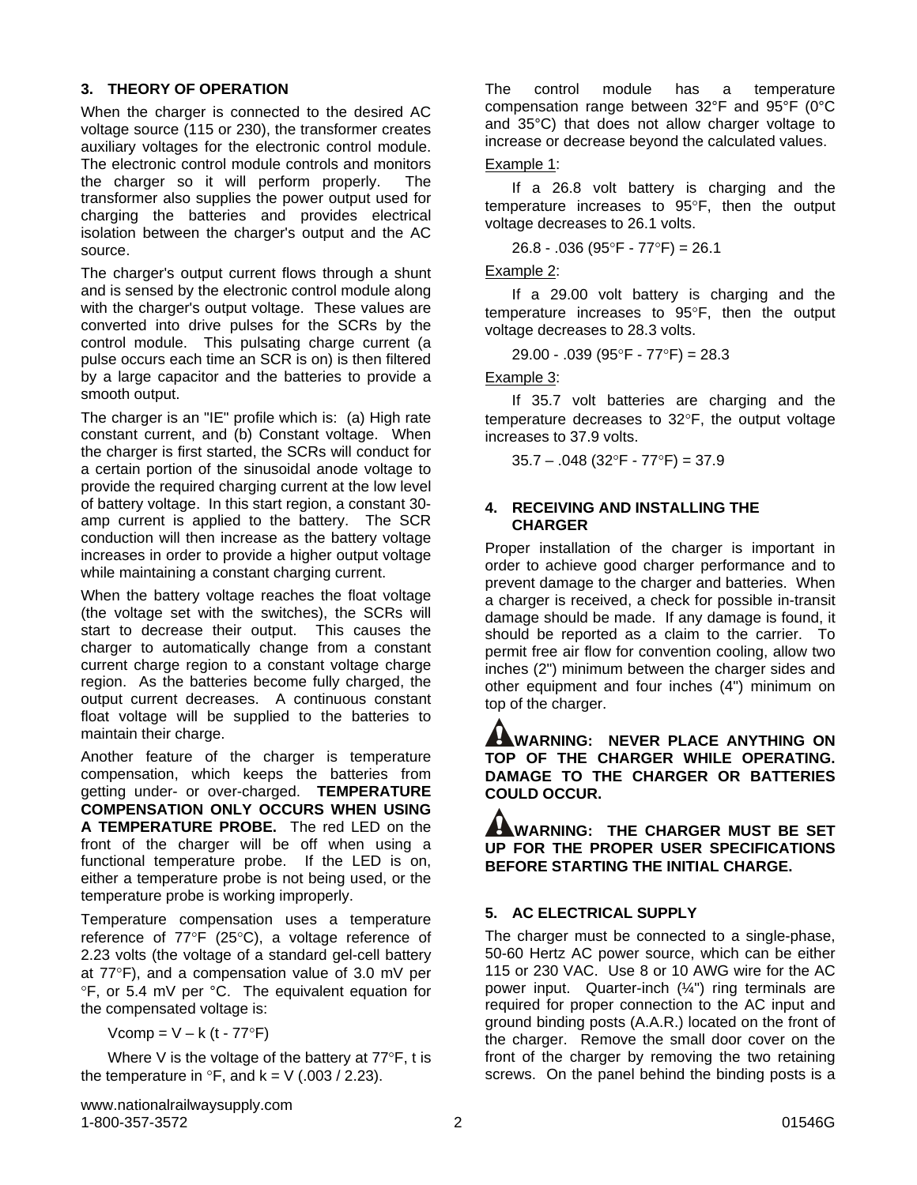## 3. THEORY OF OPERATION

When the charger is connected to the desired AC voltage source (115 or 230), the transformer creates auxiliary voltages for the electronic control module. The electronic control module controls and monitors the charger so it will perform properly. The transformer also supplies the power output used for charging the batteries and provides electrical isolation between the charger's output and the AC source.

The charger's output current flows through a shunt and is sensed by the electronic control module along with the charger's output voltage. These values are converted into drive pulses for the SCRs by the control module. This pulsating charge current (a pulse occurs each time an SCR is on) is then filtered by a large capacitor and the batteries to provide a smooth output.

The charger is an "IE" profile which is: (a) High rate constant current, and (b) Constant voltage. When the charger is first started, the SCRs will conduct for a certain portion of the sinusoidal anode voltage to provide the required charging current at the low level of battery voltage. In this start region, a constant 30-amp current is applied to the battery. The SCR conduction will then increase as the battery voltage increases in order to provide a higher output voltage while maintaining a constant charging current.

When the battery voltage reaches the float voltage (the voltage set with the switches), the SCRs will start to decrease their output. This causes the charger to automatically change from a constant current charge region to a constant voltage charge region. As the batteries become fully charged, the output current decreases. A continuous constant float voltage will be supplied to the batteries to maintain their charge.

Another feature of the charger is temperature compensation, which keeps the batteries from getting under- or over-charged. **TEMPERATURE COMPENSATION ONLY OCCURS WHEN USING A TEMPERATURE PROBE.** The red LED on the front of the charger will be off when using a functional temperature probe. If the LED is on, either a temperature probe is not being used, or the temperature probe is working improperly.

Temperature compensation uses a temperature reference of 77°F (25°C), a voltage reference of 2.23 volts (the voltage of a standard gel-cell battery at 77°F), and a compensation value of 3.0 mV per °F, or 5.4 mV per °C. The equivalent equation for the compensated voltage is:

$$V_{comp} = V - k\,(t - 77°F)$$

Where V is the voltage of the battery at 77°F, t is the temperature in °F, and $k = V\,(.003 / 2.23)$.

The control module has a temperature compensation range between 32°F and 95°F (0°C and 35°C) that does not allow charger voltage to increase or decrease beyond the calculated values.

Example 1:

If a 26.8 volt battery is charging and the temperature increases to 95°F, then the output voltage decreases to 26.1 volts.

$$26.8 - .036\,(95°F - 77°F) = 26.1$$

Example 2:

If a 29.00 volt battery is charging and the temperature increases to 95°F, then the output voltage decreases to 28.3 volts.

$$29.00 - .039\,(95°F - 77°F) = 28.3$$

Example 3:

If 35.7 volt batteries are charging and the temperature decreases to 32°F, the output voltage increases to 37.9 volts.

$$35.7 - .048\,(32°F - 77°F) = 37.9$$

## 4. RECEIVING AND INSTALLING THE CHARGER

Proper installation of the charger is important in order to achieve good charger performance and to prevent damage to the charger and batteries. When a charger is received, a check for possible in-transit damage should be made. If any damage is found, it should be reported as a claim to the carrier. To permit free air flow for convention cooling, allow two inches (2") minimum between the charger sides and other equipment and four inches (4") minimum on top of the charger.

**⚠WARNING: NEVER PLACE ANYTHING ON TOP OF THE CHARGER WHILE OPERATING. DAMAGE TO THE CHARGER OR BATTERIES COULD OCCUR.**

**⚠WARNING: THE CHARGER MUST BE SET UP FOR THE PROPER USER SPECIFICATIONS BEFORE STARTING THE INITIAL CHARGE.**

## 5. AC ELECTRICAL SUPPLY

The charger must be connected to a single-phase, 50-60 Hertz AC power source, which can be either 115 or 230 VAC. Use 8 or 10 AWG wire for the AC power input. Quarter-inch (¼") ring terminals are required for proper connection to the AC input and ground binding posts (A.A.R.) located on the front of the charger. Remove the small door cover on the front of the charger by removing the two retaining screws. On the panel behind the binding posts is a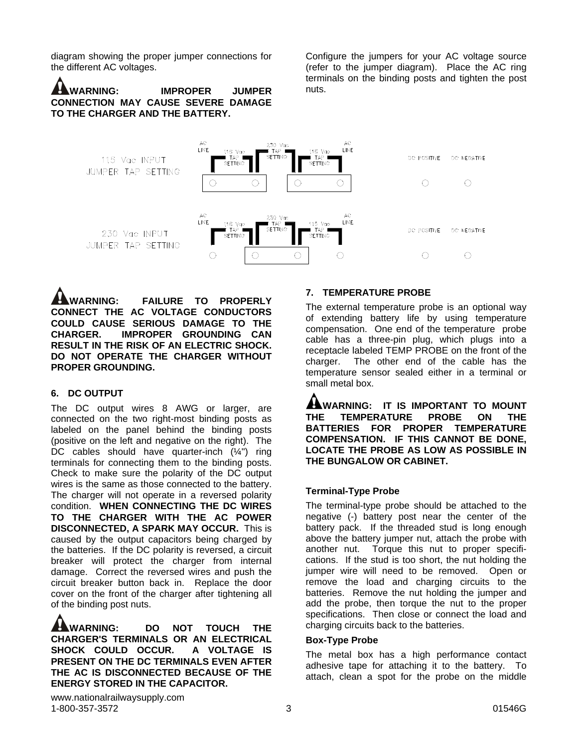diagram showing the proper jumper connections for the different AC voltages.

**WARNING: IMPROPER JUMPER CONNECTION MAY CAUSE SEVERE DAMAGE TO THE CHARGER AND THE BATTERY.**

Configure the jumpers for your AC voltage source (refer to the jumper diagram). Place the AC ring terminals on the binding posts and tighten the post nuts.

115 Vac INPUT JUMPER TAP SETTING

AC LINE | 115 Vac TAP SETTING | 230 Vac TAP SETTING | 115 Vac TAP SETTING | AC LINE | DC POSITIVE | DC NEGATIVE

230 Vac INPUT JUMPER TAP SETTING

AC LINE | 115 Vac TAP SETTING | 230 Vac TAP SETTING | 115 Vac TAP SETTING | AC LINE | DC POSITIVE | DC NEGATIVE

**WARNING: FAILURE TO PROPERLY CONNECT THE AC VOLTAGE CONDUCTORS COULD CAUSE SERIOUS DAMAGE TO THE CHARGER. IMPROPER GROUNDING CAN RESULT IN THE RISK OF AN ELECTRIC SHOCK. DO NOT OPERATE THE CHARGER WITHOUT PROPER GROUNDING.**

## 6. DC OUTPUT

The DC output wires 8 AWG or larger, are connected on the two right-most binding posts as labeled on the panel behind the binding posts (positive on the left and negative on the right). The DC cables should have quarter-inch (¼") ring terminals for connecting them to the binding posts. Check to make sure the polarity of the DC output wires is the same as those connected to the battery. The charger will not operate in a reversed polarity condition. **WHEN CONNECTING THE DC WIRES TO THE CHARGER WITH THE AC POWER DISCONNECTED, A SPARK MAY OCCUR.** This is caused by the output capacitors being charged by the batteries. If the DC polarity is reversed, a circuit breaker will protect the charger from internal damage. Correct the reversed wires and push the circuit breaker button back in. Replace the door cover on the front of the charger after tightening all of the binding post nuts.

**WARNING: DO NOT TOUCH THE CHARGER'S TERMINALS OR AN ELECTRICAL SHOCK COULD OCCUR. A VOLTAGE IS PRESENT ON THE DC TERMINALS EVEN AFTER THE AC IS DISCONNECTED BECAUSE OF THE ENERGY STORED IN THE CAPACITOR.**

## 7. TEMPERATURE PROBE

The external temperature probe is an optional way of extending battery life by using temperature compensation. One end of the temperature probe cable has a three-pin plug, which plugs into a receptacle labeled TEMP PROBE on the front of the charger. The other end of the cable has the temperature sensor sealed either in a terminal or small metal box.

**WARNING: IT IS IMPORTANT TO MOUNT THE TEMPERATURE PROBE ON THE BATTERIES FOR PROPER TEMPERATURE COMPENSATION. IF THIS CANNOT BE DONE, LOCATE THE PROBE AS LOW AS POSSIBLE IN THE BUNGALOW OR CABINET.**

### Terminal-Type Probe

The terminal-type probe should be attached to the negative (-) battery post near the center of the battery pack. If the threaded stud is long enough above the battery jumper nut, attach the probe with another nut. Torque this nut to proper specifications. If the stud is too short, the nut holding the jumper wire will need to be removed. Open or remove the load and charging circuits to the batteries. Remove the nut holding the jumper and add the probe, then torque the nut to the proper specifications. Then close or connect the load and charging circuits back to the batteries.

### Box-Type Probe

The metal box has a high performance contact adhesive tape for attaching it to the battery. To attach, clean a spot for the probe on the middle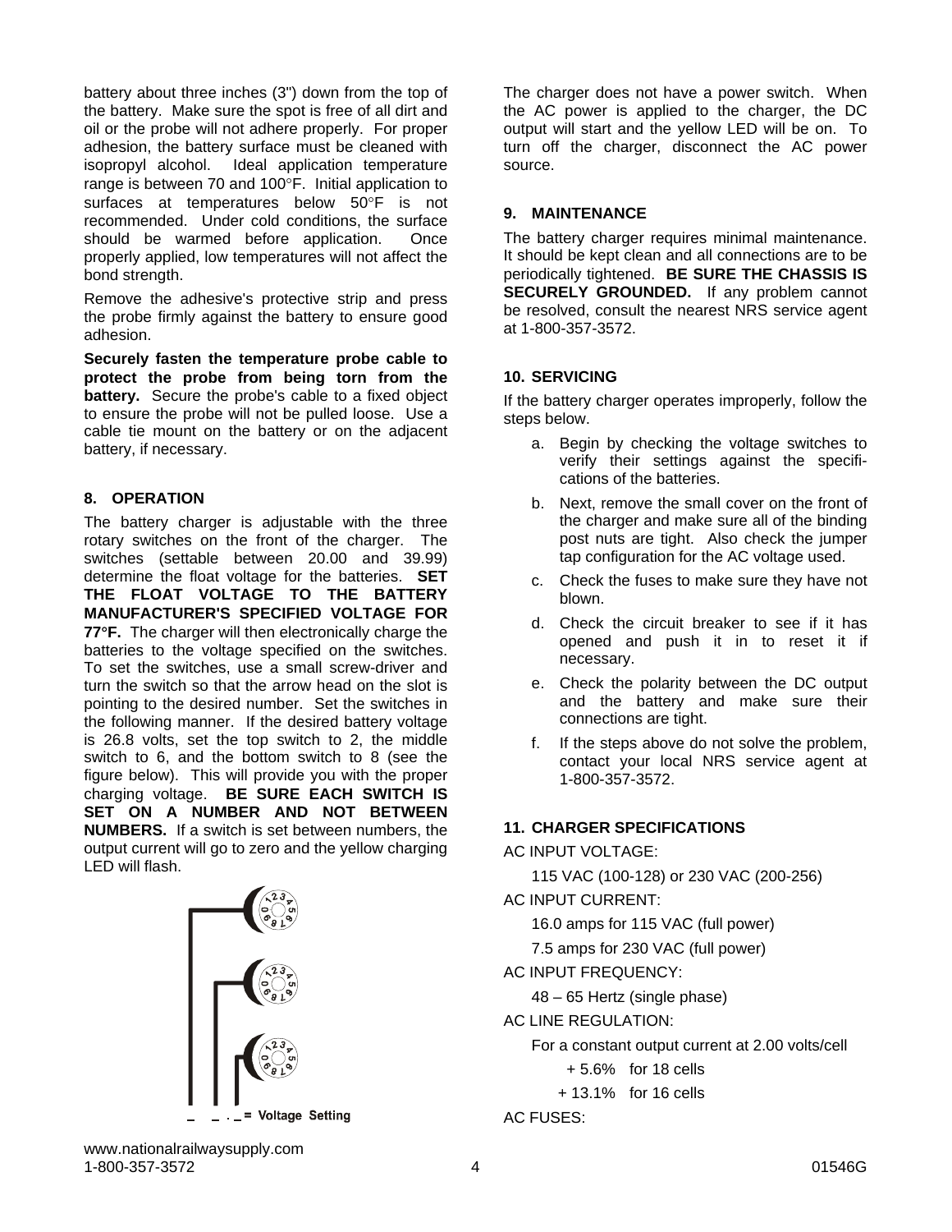battery about three inches (3") down from the top of the battery. Make sure the spot is free of all dirt and oil or the probe will not adhere properly. For proper adhesion, the battery surface must be cleaned with isopropyl alcohol. Ideal application temperature range is between 70 and 100°F. Initial application to surfaces at temperatures below 50°F is not recommended. Under cold conditions, the surface should be warmed before application. Once properly applied, low temperatures will not affect the bond strength.

Remove the adhesive's protective strip and press the probe firmly against the battery to ensure good adhesion.

**Securely fasten the temperature probe cable to protect the probe from being torn from the battery.** Secure the probe's cable to a fixed object to ensure the probe will not be pulled loose. Use a cable tie mount on the battery or on the adjacent battery, if necessary.

## 8. OPERATION

The battery charger is adjustable with the three rotary switches on the front of the charger. The switches (settable between 20.00 and 39.99) determine the float voltage for the batteries. **SET THE FLOAT VOLTAGE TO THE BATTERY MANUFACTURER'S SPECIFIED VOLTAGE FOR 77°F.** The charger will then electronically charge the batteries to the voltage specified on the switches. To set the switches, use a small screw-driver and turn the switch so that the arrow head on the slot is pointing to the desired number. Set the switches in the following manner. If the desired battery voltage is 26.8 volts, set the top switch to 2, the middle switch to 6, and the bottom switch to 8 (see the figure below). This will provide you with the proper charging voltage. **BE SURE EACH SWITCH IS SET ON A NUMBER AND NOT BETWEEN NUMBERS.** If a switch is set between numbers, the output current will go to zero and the yellow charging LED will flash.

_ _ . _ = Voltage Setting

The charger does not have a power switch. When the AC power is applied to the charger, the DC output will start and the yellow LED will be on. To turn off the charger, disconnect the AC power source.

## 9. MAINTENANCE

The battery charger requires minimal maintenance. It should be kept clean and all connections are to be periodically tightened. **BE SURE THE CHASSIS IS SECURELY GROUNDED.** If any problem cannot be resolved, consult the nearest NRS service agent at 1-800-357-3572.

## 10. SERVICING

If the battery charger operates improperly, follow the steps below.

a. Begin by checking the voltage switches to verify their settings against the specifications of the batteries.

b. Next, remove the small cover on the front of the charger and make sure all of the binding post nuts are tight. Also check the jumper tap configuration for the AC voltage used.

c. Check the fuses to make sure they have not blown.

d. Check the circuit breaker to see if it has opened and push it in to reset it if necessary.

e. Check the polarity between the DC output and the battery and make sure their connections are tight.

f. If the steps above do not solve the problem, contact your local NRS service agent at 1-800-357-3572.

## 11. CHARGER SPECIFICATIONS

AC INPUT VOLTAGE:

115 VAC (100-128) or 230 VAC (200-256)

AC INPUT CURRENT:

16.0 amps for 115 VAC (full power)

7.5 amps for 230 VAC (full power)

AC INPUT FREQUENCY:

48 – 65 Hertz (single phase)

AC LINE REGULATION:

For a constant output current at 2.00 volts/cell

+ 5.6% for 18 cells

+ 13.1% for 16 cells

AC FUSES: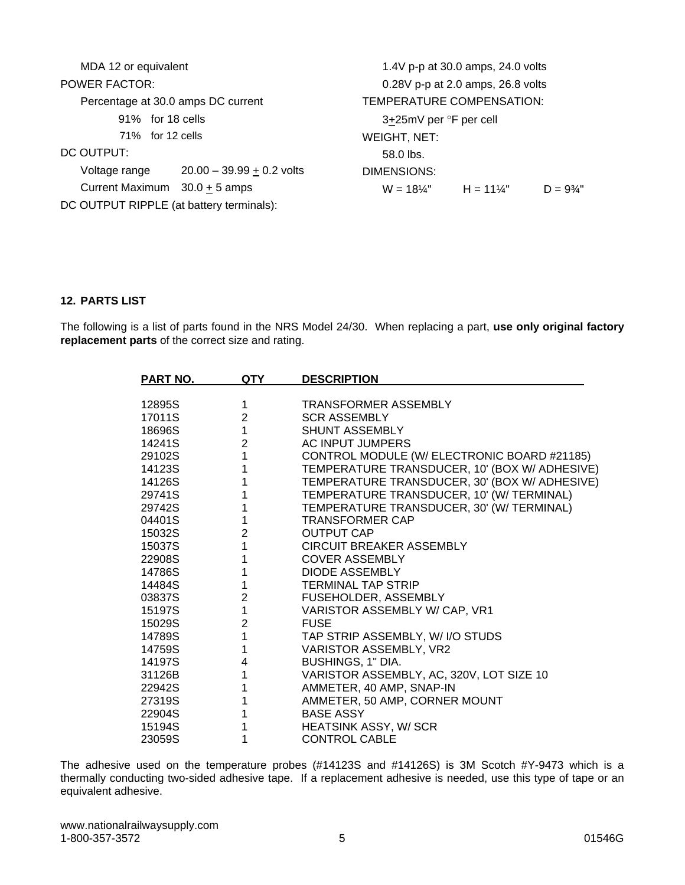MDA 12 or equivalent

POWER FACTOR:

Percentage at 30.0 amps DC current

91% for 18 cells

71% for 12 cells

DC OUTPUT:

Voltage range 20.00 – 39.99 ± 0.2 volts

Current Maximum 30.0 ± 5 amps

DC OUTPUT RIPPLE (at battery terminals):

1.4V p-p at 30.0 amps, 24.0 volts

0.28V p-p at 2.0 amps, 26.8 volts

TEMPERATURE COMPENSATION:

3±25mV per °F per cell

WEIGHT, NET:

58.0 lbs.

DIMENSIONS:

W = 18¼" H = 11¼" D = 9¾"

**12. PARTS LIST**

The following is a list of parts found in the NRS Model 24/30. When replacing a part, **use only original factory replacement parts** of the correct size and rating.

| PART NO. | QTY | DESCRIPTION |
|---|---|---|
| 12895S | 1 | TRANSFORMER ASSEMBLY |
| 17011S | 2 | SCR ASSEMBLY |
| 18696S | 1 | SHUNT ASSEMBLY |
| 14241S | 2 | AC INPUT JUMPERS |
| 29102S | 1 | CONTROL MODULE (W/ ELECTRONIC BOARD #21185) |
| 14123S | 1 | TEMPERATURE TRANSDUCER, 10' (BOX W/ ADHESIVE) |
| 14126S | 1 | TEMPERATURE TRANSDUCER, 30' (BOX W/ ADHESIVE) |
| 29741S | 1 | TEMPERATURE TRANSDUCER, 10' (W/ TERMINAL) |
| 29742S | 1 | TEMPERATURE TRANSDUCER, 30' (W/ TERMINAL) |
| 04401S | 1 | TRANSFORMER CAP |
| 15032S | 2 | OUTPUT CAP |
| 15037S | 1 | CIRCUIT BREAKER ASSEMBLY |
| 22908S | 1 | COVER ASSEMBLY |
| 14786S | 1 | DIODE ASSEMBLY |
| 14484S | 1 | TERMINAL TAP STRIP |
| 03837S | 2 | FUSEHOLDER, ASSEMBLY |
| 15197S | 1 | VARISTOR ASSEMBLY W/ CAP, VR1 |
| 15029S | 2 | FUSE |
| 14789S | 1 | TAP STRIP ASSEMBLY, W/ I/O STUDS |
| 14759S | 1 | VARISTOR ASSEMBLY, VR2 |
| 14197S | 4 | BUSHINGS, 1" DIA. |
| 31126B | 1 | VARISTOR ASSEMBLY, AC, 320V, LOT SIZE 10 |
| 22942S | 1 | AMMETER, 40 AMP, SNAP-IN |
| 27319S | 1 | AMMETER, 50 AMP, CORNER MOUNT |
| 22904S | 1 | BASE ASSY |
| 15194S | 1 | HEATSINK ASSY, W/ SCR |
| 23059S | 1 | CONTROL CABLE |

The adhesive used on the temperature probes (#14123S and #14126S) is 3M Scotch #Y-9473 which is a thermally conducting two-sided adhesive tape. If a replacement adhesive is needed, use this type of tape or an equivalent adhesive.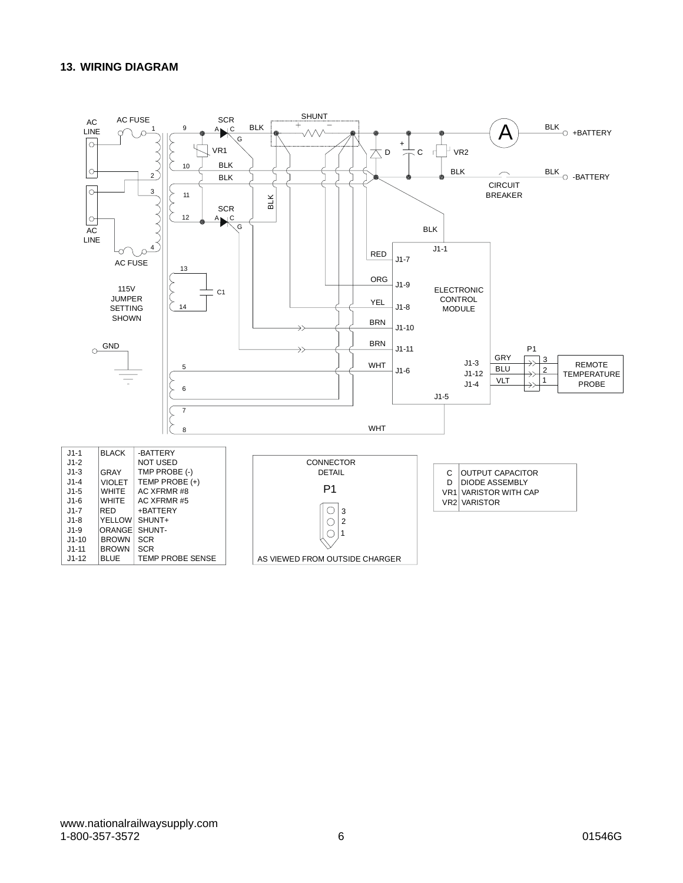## 13. WIRING DIAGRAM

AC LINE
AC FUSE
1
9
SCR
A C
G
BLK
SHUNT
+ −
BLK
+BATTERY
VR1
D
C
VR2
10
BLK
BLK
BLK
-BATTERY
2
BLK
CIRCUIT BREAKER
3
11
BLK
SCR
12
A C
G
BLK
AC LINE
4
AC FUSE
J1-1
RED
J1-7
13
ORG
J1-9
115V JUMPER SETTING SHOWN
C1
ELECTRONIC CONTROL MODULE
YEL
J1-8
14
BRN
J1-10
GND
BRN
J1-11
P1
GRY
J1-3
3
REMOTE TEMPERATURE PROBE
5
WHT
J1-6
BLU
J1-12
2
VLT
J1-4
1
6
J1-5
7
8
WHT

| | | |
|---|---|---|
| J1-1 | BLACK | -BATTERY |
| J1-2 | | NOT USED |
| J1-3 | GRAY | TMP PROBE (-) |
| J1-4 | VIOLET | TEMP PROBE (+) |
| J1-5 | WHITE | AC XFRMR #8 |
| J1-6 | WHITE | AC XFRMR #5 |
| J1-7 | RED | +BATTERY |
| J1-8 | YELLOW | SHUNT+ |
| J1-9 | ORANGE | SHUNT- |
| J1-10 | BROWN | SCR |
| J1-11 | BROWN | SCR |
| J1-12 | BLUE | TEMP PROBE SENSE |

CONNECTOR DETAIL

P1

3
2
1

AS VIEWED FROM OUTSIDE CHARGER

| | |
|---|---|
| C | OUTPUT CAPACITOR |
| D | DIODE ASSEMBLY |
| VR1 | VARISTOR WITH CAP |
| VR2 | VARISTOR |

www.nationalrailwaysupply.com
1-800-357-3572

01546G